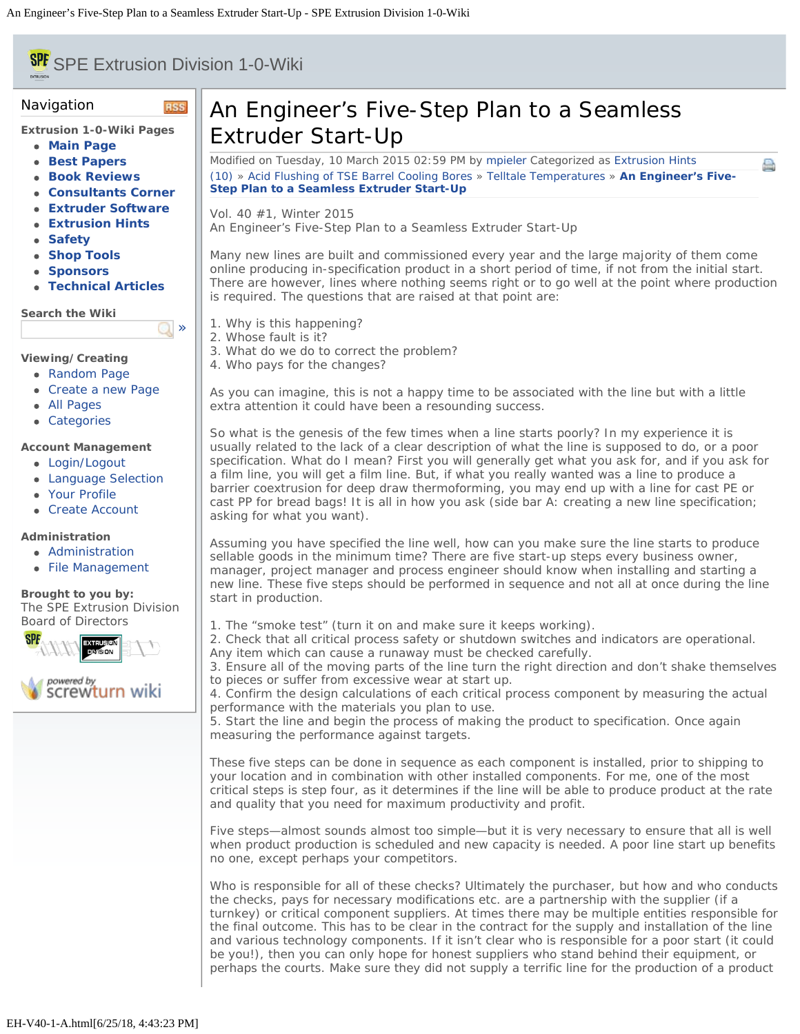# An Engineer's Five-Step Plan to a Seamless Extruder Start-Up

Modified on Tuesday, 10 March 2015 02:59 PM by mpieler Categorized as Extrusion Hints

(10) » Acid Flushing of TSE Barrel Cooling Bores » Telltale Temperatures » **An Engineer's Five-Step Plan to a Seamless Extruder Start-Up**

Vol. 40 #1, Winter 2015
An Engineer's Five-Step Plan to a Seamless Extruder Start-Up

Many new lines are built and commissioned every year and the large majority of them come online producing in-specification product in a short period of time, if not from the initial start. There are however, lines where nothing seems right or to go well at the point where production is required. The questions that are raised at that point are:

1. Why is this happening?
2. Whose fault is it?
3. What do we do to correct the problem?
4. Who pays for the changes?

As you can imagine, this is not a happy time to be associated with the line but with a little extra attention it could have been a resounding success.

So what is the genesis of the few times when a line starts poorly? In my experience it is usually related to the lack of a clear description of what the line is supposed to do, or a poor specification. What do I mean? First you will generally get what you ask for, and if you ask for a film line, you will get a film line. But, if what you really wanted was a line to produce a barrier coextrusion for deep draw thermoforming, you may end up with a line for cast PE or cast PP for bread bags! It is all in how you ask (side bar A: creating a new line specification; asking for what you want).

Assuming you have specified the line well, how can you make sure the line starts to produce sellable goods in the minimum time? There are five start-up steps every business owner, manager, project manager and process engineer should know when installing and starting a new line. These five steps should be performed in sequence and not all at once during the line start in production.

1. The "smoke test" (turn it on and make sure it keeps working).
2. Check that all critical process safety or shutdown switches and indicators are operational. Any item which can cause a runaway must be checked carefully.
3. Ensure all of the moving parts of the line turn the right direction and don't shake themselves to pieces or suffer from excessive wear at start up.
4. Confirm the design calculations of each critical process component by measuring the actual performance with the materials you plan to use.
5. Start the line and begin the process of making the product to specification. Once again measuring the performance against targets.

These five steps can be done in sequence as each component is installed, prior to shipping to your location and in combination with other installed components. For me, one of the most critical steps is step four, as it determines if the line will be able to produce product at the rate and quality that you need for maximum productivity and profit.

Five steps—almost sounds almost too simple—but it is very necessary to ensure that all is well when product production is scheduled and new capacity is needed. A poor line start up benefits no one, except perhaps your competitors.

Who is responsible for all of these checks? Ultimately the purchaser, but how and who conducts the checks, pays for necessary modifications etc. are a partnership with the supplier (if a turnkey) or critical component suppliers. At times there may be multiple entities responsible for the final outcome. This has to be clear in the contract for the supply and installation of the line and various technology components. If it isn't clear who is responsible for a poor start (it could be you!), then you can only hope for honest suppliers who stand behind their equipment, or perhaps the courts. Make sure they did not supply a terrific line for the production of a product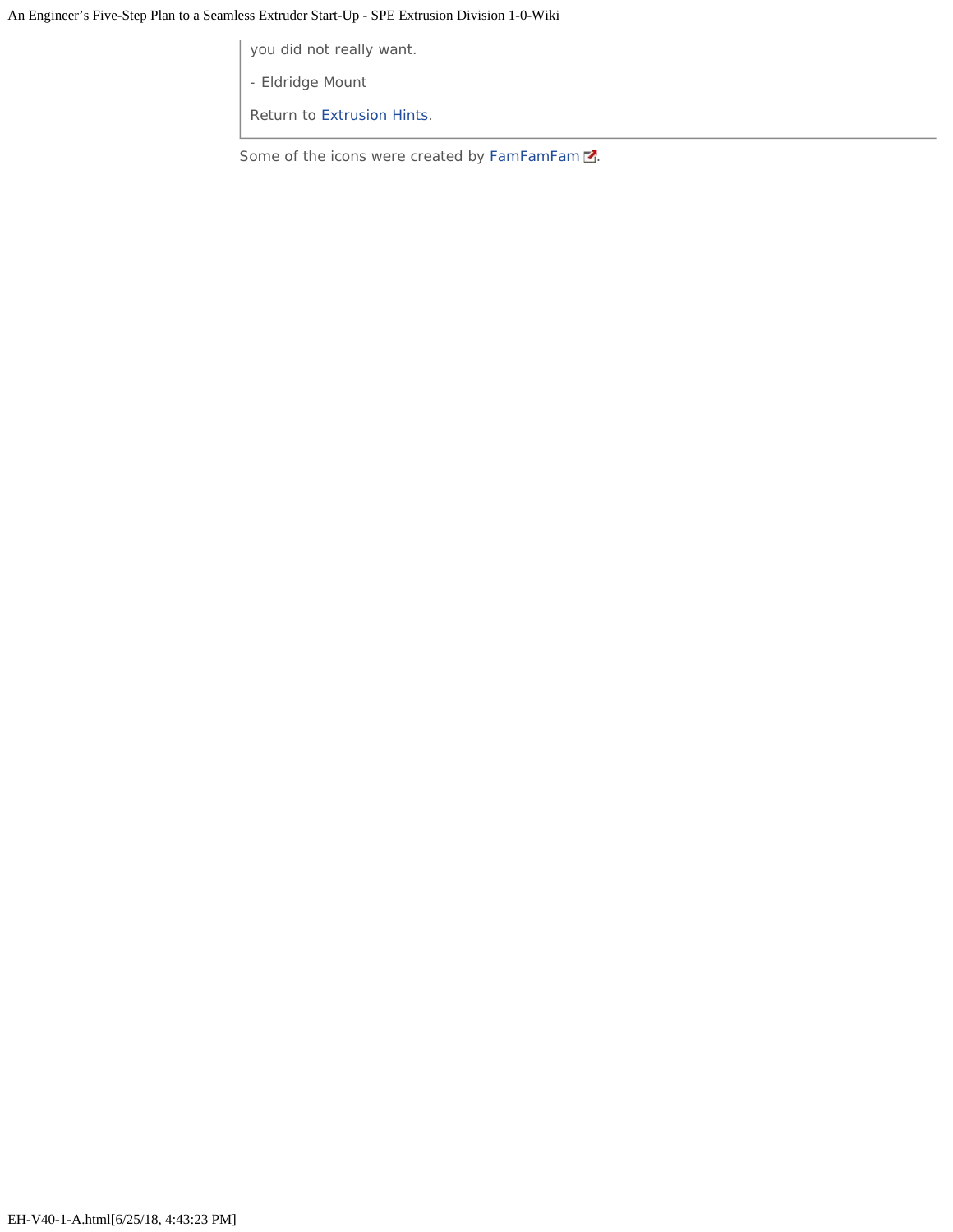you did not really want.

- Eldridge Mount

Return to Extrusion Hints.

Some of the icons were created by FamFamFam.